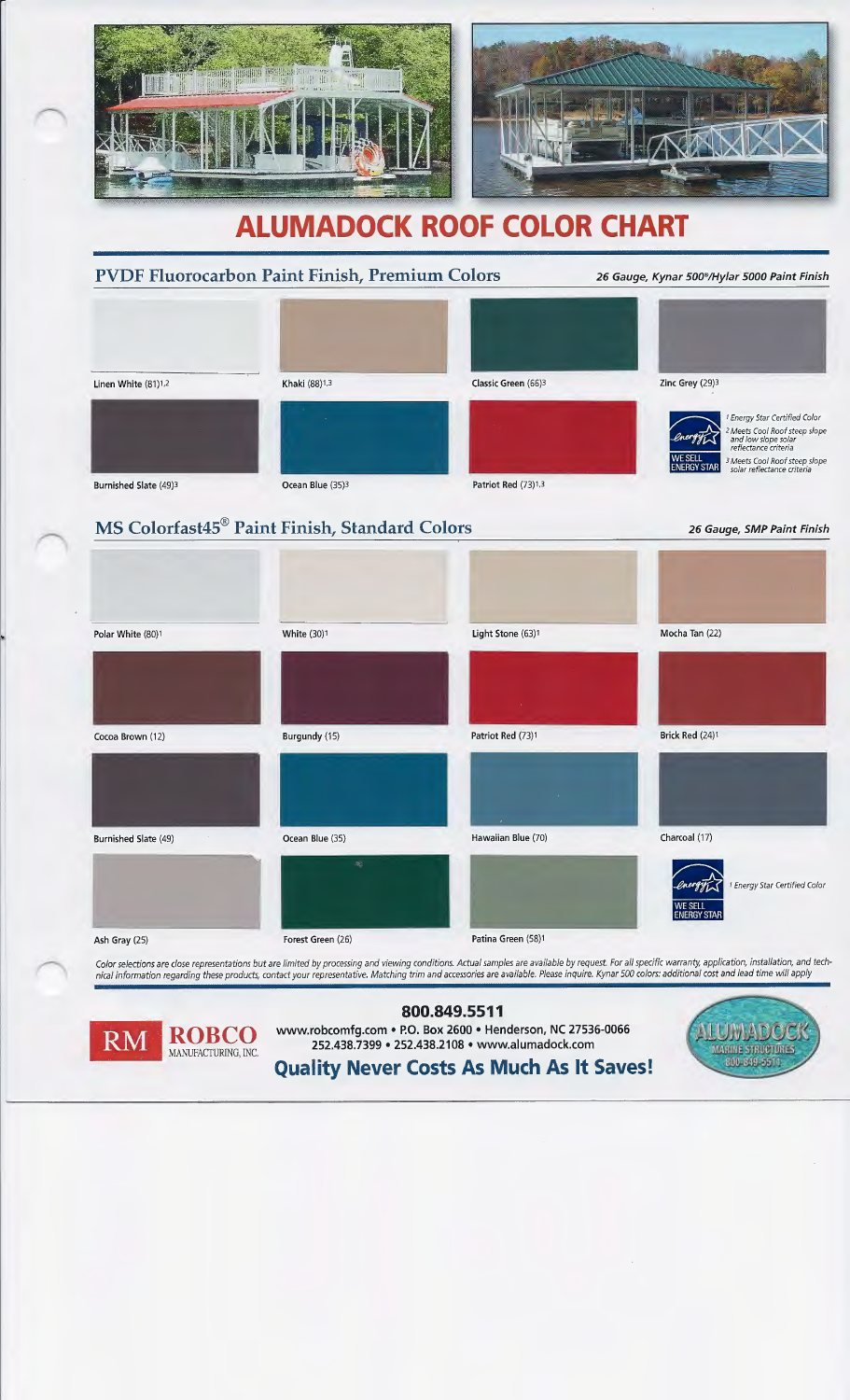# ALUMADOCK ROOF COLOR CHART

## PVDF Fluorocarbon Paint Finish, Premium Colors

*26 Gauge, Kynar 500®/Hylar 5000 Paint Finish*

- Linen White (81)[1,2]
- Khaki (88)[1,3]
- Classic Green (66)[3]
- Zinc Grey (29)[3]
- Burnished Slate (49)[3]
- Ocean Blue (35)[3]
- Patriot Red (73)[1,3]

*[1] Energy Star Certified Color*
*[2] Meets Cool Roof steep slope and low slope solar reflectance criteria*
*[3] Meets Cool Roof steep slope solar reflectance criteria*

WE SELL ENERGY STAR

## MS Colorfast45® Paint Finish, Standard Colors

*26 Gauge, SMP Paint Finish*

- Polar White (80)[1]
- White (30)[1]
- Light Stone (63)[1]
- Mocha Tan (22)
- Cocoa Brown (12)
- Burgundy (15)
- Patriot Red (73)[1]
- Brick Red (24)[1]
- Burnished Slate (49)
- Ocean Blue (35)
- Hawaiian Blue (70)
- Charcoal (17)
- Ash Gray (25)
- Forest Green (26)
- Patina Green (58)[1]

*[1] Energy Star Certified Color*

WE SELL ENERGY STAR

*Color selections are close representations but are limited by processing and viewing conditions. Actual samples are available by request. For all specific warranty, application, installation, and technical information regarding these products, contact your representative. Matching trim and accessories are available. Please inquire. Kynar 500 colors: additional cost and lead time will apply*

RM ROBCO MANUFACTURING, INC.

**800.849.5511**

www.robcomfg.com • P.O. Box 2600 • Henderson, NC 27536-0066
252.438.7399 • 252.438.2108 • www.alumadock.com

**Quality Never Costs As Much As It Saves!**

ALUMADOCK MARINE STRUCTURES 800-849-5511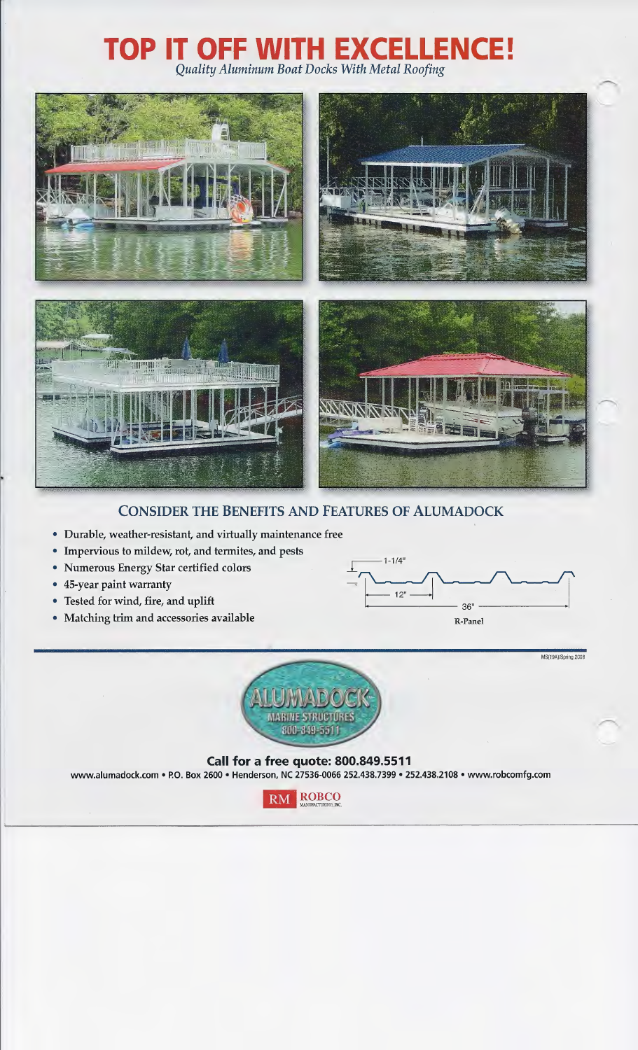# TOP IT OFF WITH EXCELLENCE!

*Quality Aluminum Boat Docks With Metal Roofing*

## CONSIDER THE BENEFITS AND FEATURES OF ALUMADOCK

- Durable, weather-resistant, and virtually maintenance free
- Impervious to mildew, rot, and termites, and pests
- Numerous Energy Star certified colors
- 45-year paint warranty
- Tested for wind, fire, and uplift
- Matching trim and accessories available

1-1/4"
12"
36"
R-Panel

MS(19A)/Spring 2008

ALUMADOCK
MARINE STRUCTURES
800-849-5511

**Call for a free quote: 800.849.5511**

**www.alumadock.com • P.O. Box 2600 • Henderson, NC 27536-0066 252.438.7399 • 252.438.2108 • www.robcomfg.com**

RM ROBCO MANUFACTURING, INC.